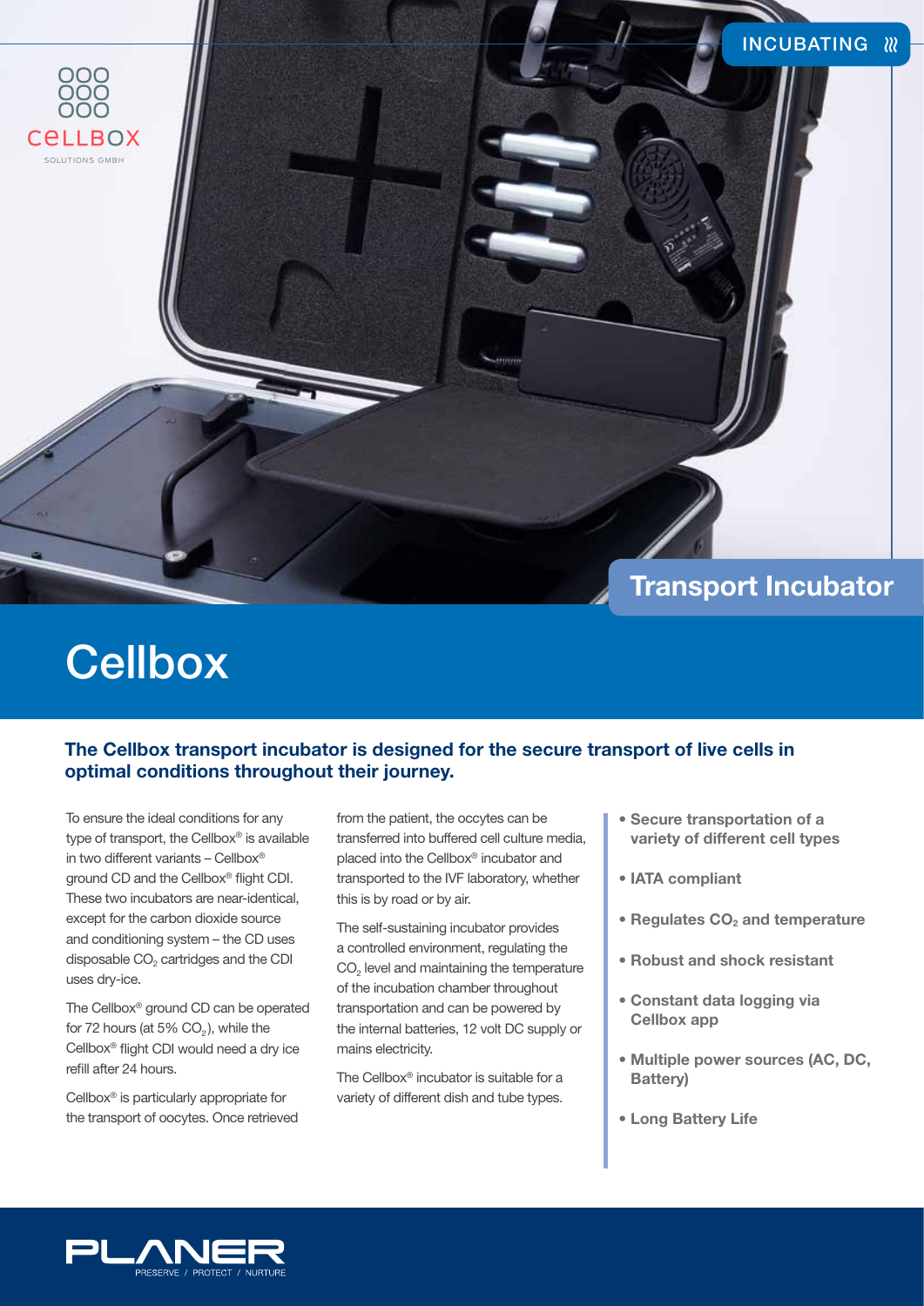INCUBATING

CELLBOX SOLUTIONS GMBH

## Transport Incubator

# Cellbox

**The Cellbox transport incubator is designed for the secure transport of live cells in optimal conditions throughout their journey.**

To ensure the ideal conditions for any type of transport, the Cellbox® is available in two different variants – Cellbox® ground CD and the Cellbox® flight CDI. These two incubators are near-identical, except for the carbon dioxide source and conditioning system – the CD uses disposable $CO_2$ cartridges and the CDI uses dry-ice.

The Cellbox® ground CD can be operated for 72 hours (at 5% $CO_2$), while the Cellbox® flight CDI would need a dry ice refill after 24 hours.

Cellbox® is particularly appropriate for the transport of oocytes. Once retrieved from the patient, the occytes can be transferred into buffered cell culture media, placed into the Cellbox® incubator and transported to the IVF laboratory, whether this is by road or by air.

The self-sustaining incubator provides a controlled environment, regulating the $CO_2$ level and maintaining the temperature of the incubation chamber throughout transportation and can be powered by the internal batteries, 12 volt DC supply or mains electricity.

The Cellbox® incubator is suitable for a variety of different dish and tube types.

- **Secure transportation of a variety of different cell types**
- **IATA compliant**
- **Regulates $CO_2$ and temperature**
- **Robust and shock resistant**
- **Constant data logging via Cellbox app**
- **Multiple power sources (AC, DC, Battery)**
- **Long Battery Life**

PLANER
PRESERVE / PROTECT / NURTURE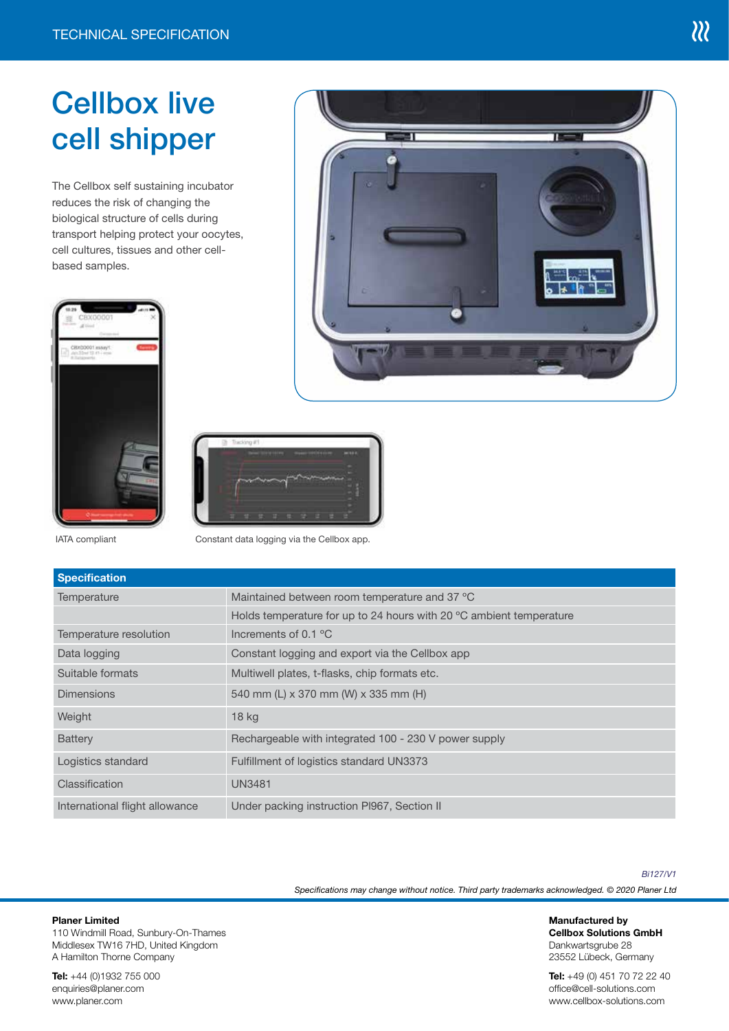# Cellbox live cell shipper

The Cellbox self sustaining incubator reduces the risk of changing the biological structure of cells during transport helping protect your oocytes, cell cultures, tissues and other cell-based samples.

IATA compliant

Constant data logging via the Cellbox app.

| Specification | |
|---|---|
| Temperature | Maintained between room temperature and 37 °C |
| | Holds temperature for up to 24 hours with 20 °C ambient temperature |
| Temperature resolution | Increments of 0.1 °C |
| Data logging | Constant logging and export via the Cellbox app |
| Suitable formats | Multiwell plates, t-flasks, chip formats etc. |
| Dimensions | 540 mm (L) x 370 mm (W) x 335 mm (H) |
| Weight | 18 kg |
| Battery | Rechargeable with integrated 100 - 230 V power supply |
| Logistics standard | Fulfillment of logistics standard UN3373 |
| Classification | UN3481 |
| International flight allowance | Under packing instruction PI967, Section II |

*Bi127/V1*

*Specifications may change without notice. Third party trademarks acknowledged. © 2020 Planer Ltd*

**Planer Limited**
110 Windmill Road, Sunbury-On-Thames
Middlesex TW16 7HD, United Kingdom
A Hamilton Thorne Company

**Tel:** +44 (0)1932 755 000
enquiries@planer.com
www.planer.com

**Manufactured by**
**Cellbox Solutions GmbH**
Dankwartsgrube 28
23552 Lübeck, Germany

**Tel:** +49 (0) 451 70 72 22 40
office@cell-solutions.com
www.cellbox-solutions.com